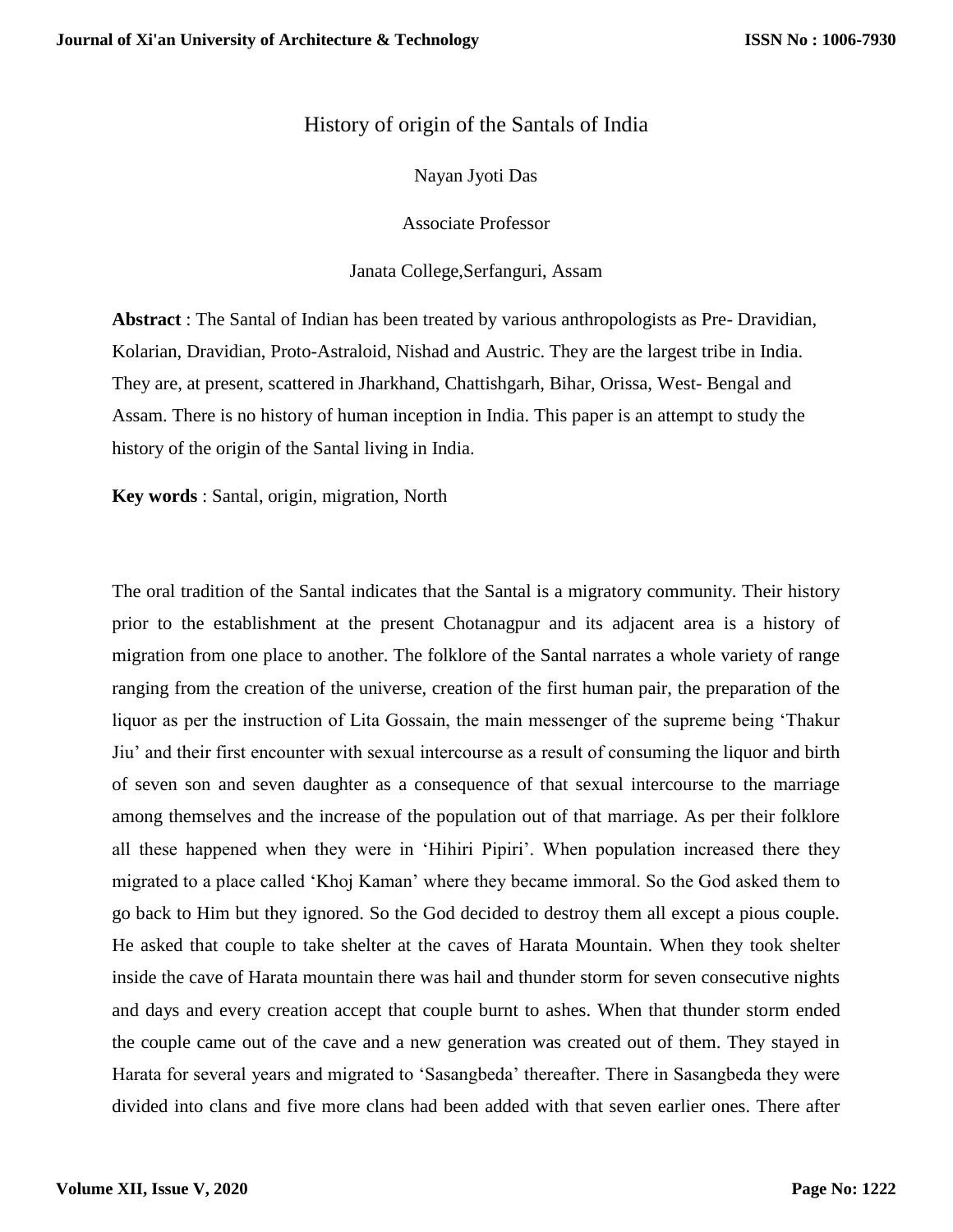# History of origin of the Santals of India

Nayan Jyoti Das

Associate Professor

Janata College,Serfanguri, Assam

**Abstract** : The Santal of Indian has been treated by various anthropologists as Pre- Dravidian, Kolarian, Dravidian, Proto-Astraloid, Nishad and Austric. They are the largest tribe in India. They are, at present, scattered in Jharkhand, Chattishgarh, Bihar, Orissa, West- Bengal and Assam. There is no history of human inception in India. This paper is an attempt to study the history of the origin of the Santal living in India.

**Key words** : Santal, origin, migration, North

The oral tradition of the Santal indicates that the Santal is a migratory community. Their history prior to the establishment at the present Chotanagpur and its adjacent area is a history of migration from one place to another. The folklore of the Santal narrates a whole variety of range ranging from the creation of the universe, creation of the first human pair, the preparation of the liquor as per the instruction of Lita Gossain, the main messenger of the supreme being 'Thakur Jiu' and their first encounter with sexual intercourse as a result of consuming the liquor and birth of seven son and seven daughter as a consequence of that sexual intercourse to the marriage among themselves and the increase of the population out of that marriage. As per their folklore all these happened when they were in 'Hihiri Pipiri'. When population increased there they migrated to a place called 'Khoj Kaman' where they became immoral. So the God asked them to go back to Him but they ignored. So the God decided to destroy them all except a pious couple. He asked that couple to take shelter at the caves of Harata Mountain. When they took shelter inside the cave of Harata mountain there was hail and thunder storm for seven consecutive nights and days and every creation accept that couple burnt to ashes. When that thunder storm ended the couple came out of the cave and a new generation was created out of them. They stayed in Harata for several years and migrated to 'Sasangbeda' thereafter. There in Sasangbeda they were divided into clans and five more clans had been added with that seven earlier ones. There after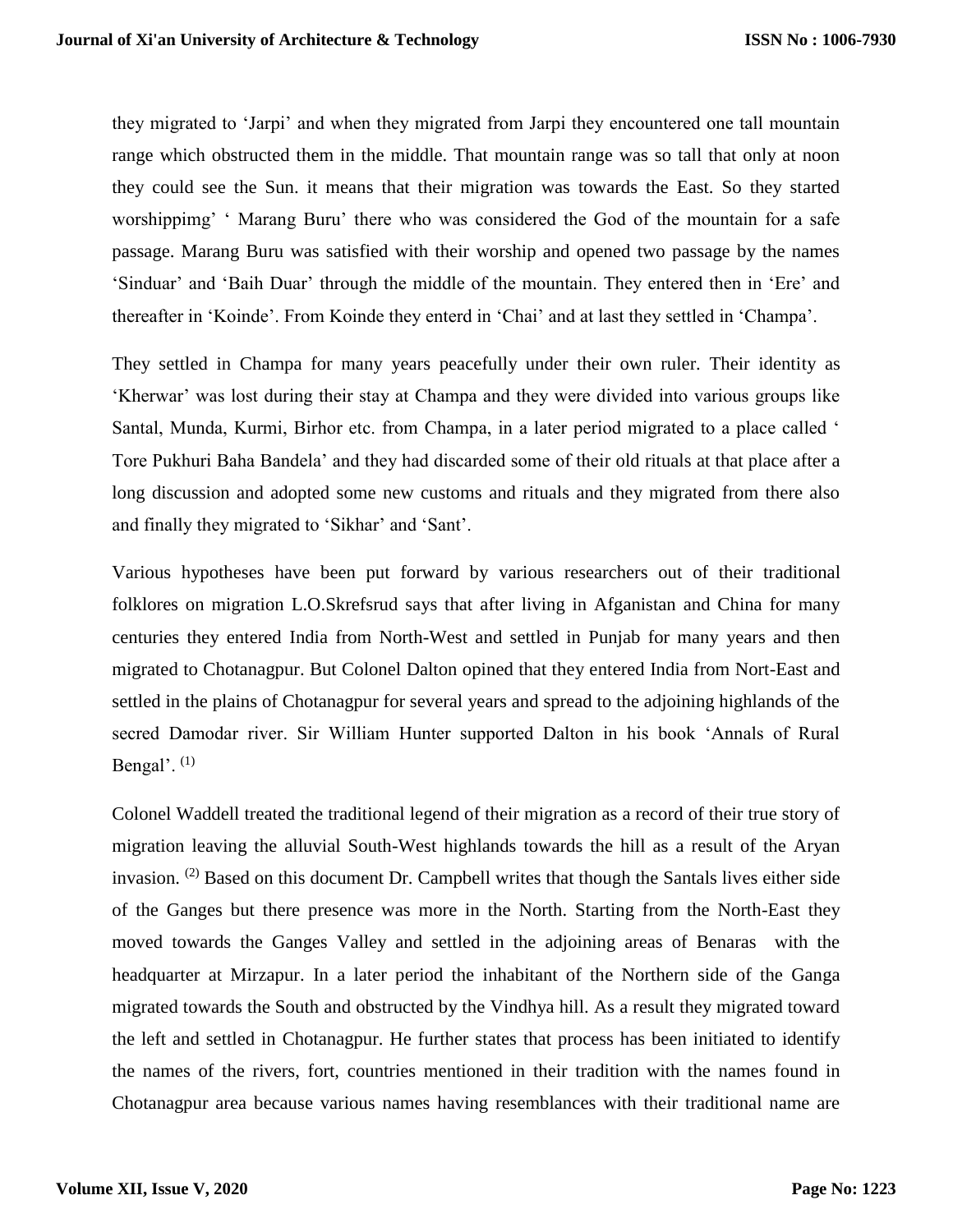they migrated to 'Jarpi' and when they migrated from Jarpi they encountered one tall mountain range which obstructed them in the middle. That mountain range was so tall that only at noon they could see the Sun. it means that their migration was towards the East. So they started worshippimg' ' Marang Buru' there who was considered the God of the mountain for a safe passage. Marang Buru was satisfied with their worship and opened two passage by the names 'Sinduar' and 'Baih Duar' through the middle of the mountain. They entered then in 'Ere' and thereafter in 'Koinde'. From Koinde they enterd in 'Chai' and at last they settled in 'Champa'.

They settled in Champa for many years peacefully under their own ruler. Their identity as 'Kherwar' was lost during their stay at Champa and they were divided into various groups like Santal, Munda, Kurmi, Birhor etc. from Champa, in a later period migrated to a place called ' Tore Pukhuri Baha Bandela' and they had discarded some of their old rituals at that place after a long discussion and adopted some new customs and rituals and they migrated from there also and finally they migrated to 'Sikhar' and 'Sant'.

Various hypotheses have been put forward by various researchers out of their traditional folklores on migration L.O.Skrefsrud says that after living in Afganistan and China for many centuries they entered India from North-West and settled in Punjab for many years and then migrated to Chotanagpur. But Colonel Dalton opined that they entered India from Nort-East and settled in the plains of Chotanagpur for several years and spread to the adjoining highlands of the secred Damodar river. Sir William Hunter supported Dalton in his book 'Annals of Rural Bengal'. [(1)]

Colonel Waddell treated the traditional legend of their migration as a record of their true story of migration leaving the alluvial South-West highlands towards the hill as a result of the Aryan invasion. [(2)] Based on this document Dr. Campbell writes that though the Santals lives either side of the Ganges but there presence was more in the North. Starting from the North-East they moved towards the Ganges Valley and settled in the adjoining areas of Benaras with the headquarter at Mirzapur. In a later period the inhabitant of the Northern side of the Ganga migrated towards the South and obstructed by the Vindhya hill. As a result they migrated toward the left and settled in Chotanagpur. He further states that process has been initiated to identify the names of the rivers, fort, countries mentioned in their tradition with the names found in Chotanagpur area because various names having resemblances with their traditional name are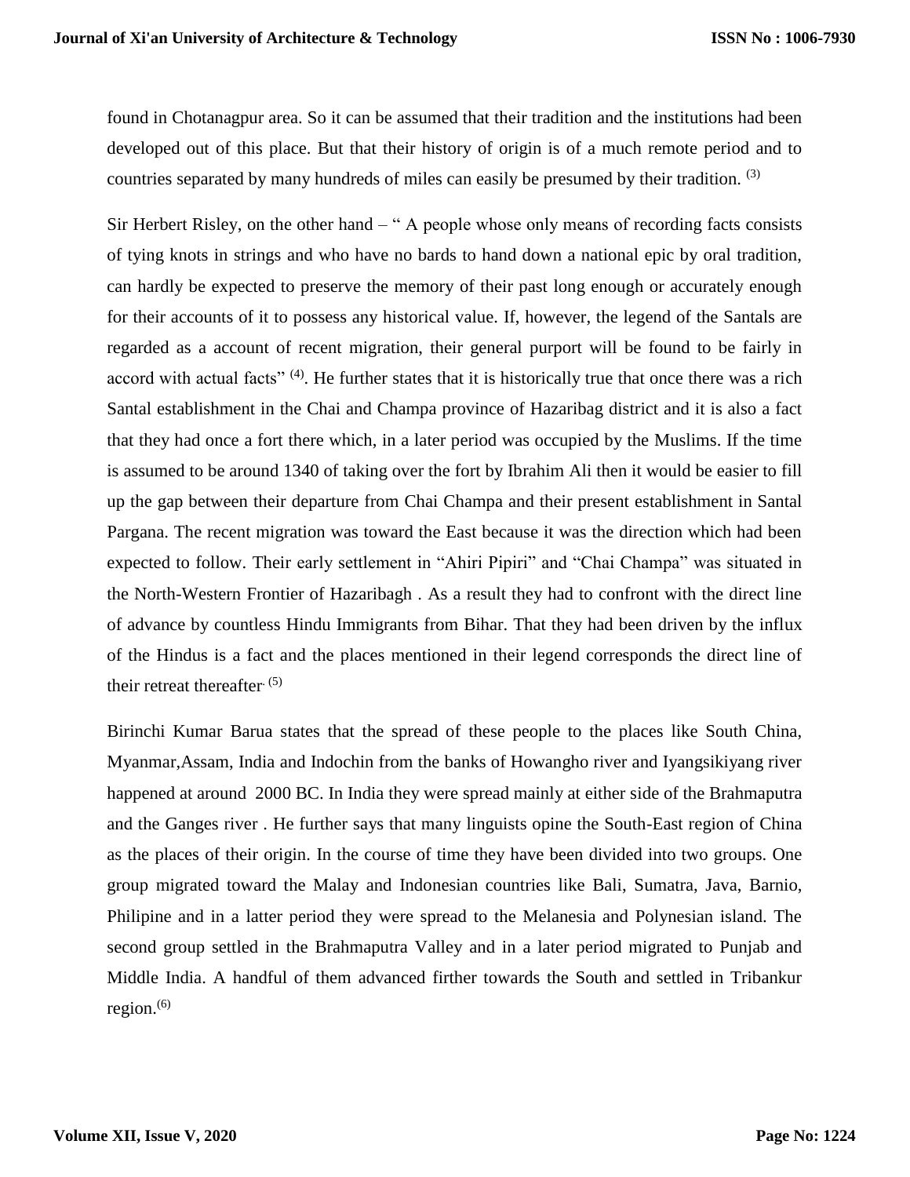found in Chotanagpur area. So it can be assumed that their tradition and the institutions had been developed out of this place. But that their history of origin is of a much remote period and to countries separated by many hundreds of miles can easily be presumed by their tradition. [3]

Sir Herbert Risley, on the other hand – " A people whose only means of recording facts consists of tying knots in strings and who have no bards to hand down a national epic by oral tradition, can hardly be expected to preserve the memory of their past long enough or accurately enough for their accounts of it to possess any historical value. If, however, the legend of the Santals are regarded as a account of recent migration, their general purport will be found to be fairly in accord with actual facts" [4]. He further states that it is historically true that once there was a rich Santal establishment in the Chai and Champa province of Hazaribag district and it is also a fact that they had once a fort there which, in a later period was occupied by the Muslims. If the time is assumed to be around 1340 of taking over the fort by Ibrahim Ali then it would be easier to fill up the gap between their departure from Chai Champa and their present establishment in Santal Pargana. The recent migration was toward the East because it was the direction which had been expected to follow. Their early settlement in "Ahiri Pipiri" and "Chai Champa" was situated in the North-Western Frontier of Hazaribagh . As a result they had to confront with the direct line of advance by countless Hindu Immigrants from Bihar. That they had been driven by the influx of the Hindus is a fact and the places mentioned in their legend corresponds the direct line of their retreat thereafter. [5]

Birinchi Kumar Barua states that the spread of these people to the places like South China, Myanmar,Assam, India and Indochin from the banks of Howangho river and Iyangsikiyang river happened at around 2000 BC. In India they were spread mainly at either side of the Brahmaputra and the Ganges river . He further says that many linguists opine the South-East region of China as the places of their origin. In the course of time they have been divided into two groups. One group migrated toward the Malay and Indonesian countries like Bali, Sumatra, Java, Barnio, Philipine and in a latter period they were spread to the Melanesia and Polynesian island. The second group settled in the Brahmaputra Valley and in a later period migrated to Punjab and Middle India. A handful of them advanced firther towards the South and settled in Tribankur region.[6]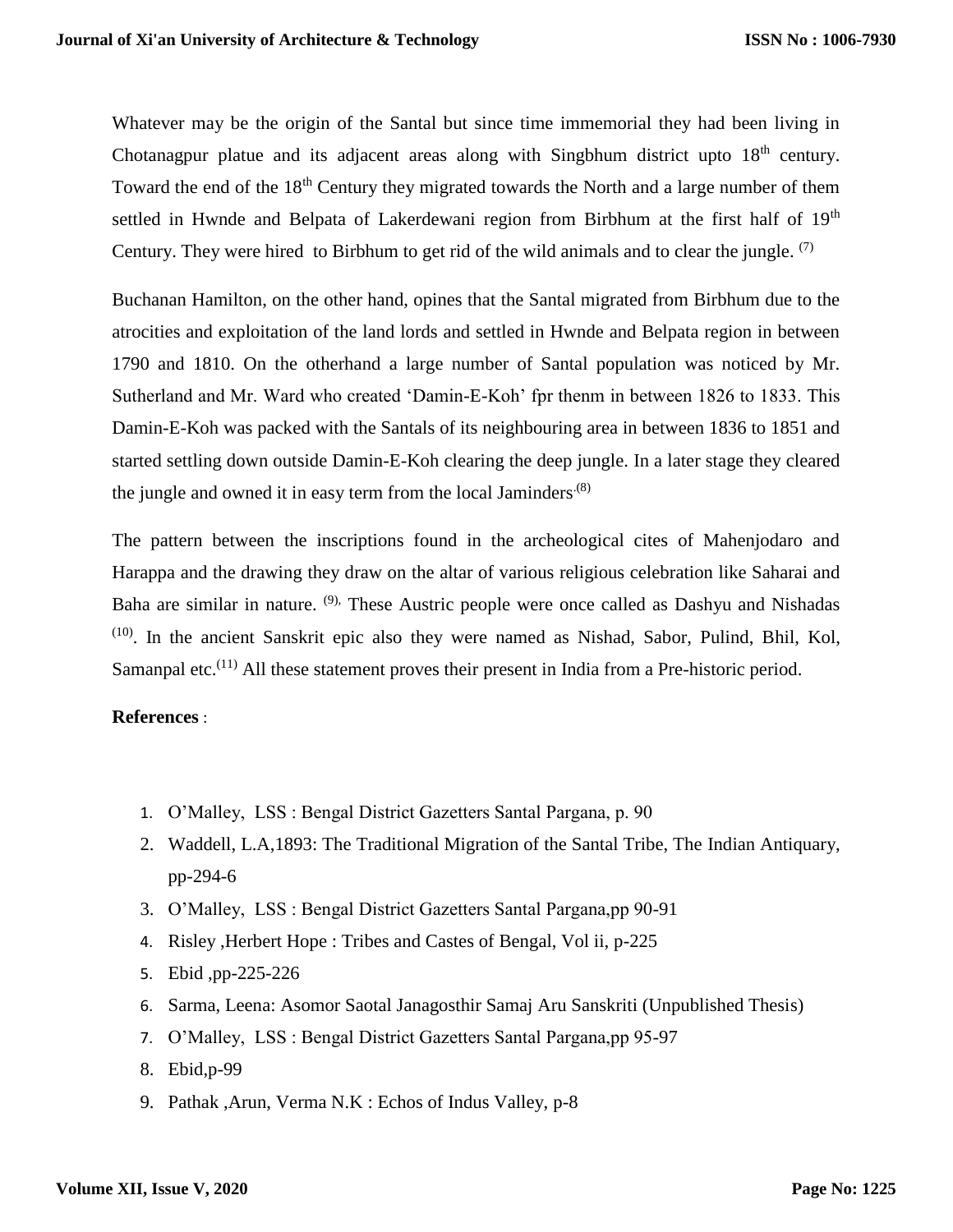Whatever may be the origin of the Santal but since time immemorial they had been living in Chotanagpur platue and its adjacent areas along with Singbhum district upto 18th century. Toward the end of the 18th Century they migrated towards the North and a large number of them settled in Hwnde and Belpata of Lakerdewani region from Birbhum at the first half of 19th Century. They were hired to Birbhum to get rid of the wild animals and to clear the jungle. [7]

Buchanan Hamilton, on the other hand, opines that the Santal migrated from Birbhum due to the atrocities and exploitation of the land lords and settled in Hwnde and Belpata region in between 1790 and 1810. On the otherhand a large number of Santal population was noticed by Mr. Sutherland and Mr. Ward who created 'Damin-E-Koh' fpr thenm in between 1826 to 1833. This Damin-E-Koh was packed with the Santals of its neighbouring area in between 1836 to 1851 and started settling down outside Damin-E-Koh clearing the deep jungle. In a later stage they cleared the jungle and owned it in easy term from the local Jaminders.[8]

The pattern between the inscriptions found in the archeological cites of Mahenjodaro and Harappa and the drawing they draw on the altar of various religious celebration like Saharai and Baha are similar in nature. [9], These Austric people were once called as Dashyu and Nishadas [10]. In the ancient Sanskrit epic also they were named as Nishad, Sabor, Pulind, Bhil, Kol, Samanpal etc.[11] All these statement proves their present in India from a Pre-historic period.

**References** :

1. O'Malley, LSS : Bengal District Gazetters Santal Pargana, p. 90
2. Waddell, L.A,1893: The Traditional Migration of the Santal Tribe, The Indian Antiquary, pp-294-6
3. O'Malley, LSS : Bengal District Gazetters Santal Pargana,pp 90-91
4. Risley ,Herbert Hope : Tribes and Castes of Bengal, Vol ii, p-225
5. Ebid ,pp-225-226
6. Sarma, Leena: Asomor Saotal Janagosthir Samaj Aru Sanskriti (Unpublished Thesis)
7. O'Malley, LSS : Bengal District Gazetters Santal Pargana,pp 95-97
8. Ebid,p-99
9. Pathak ,Arun, Verma N.K : Echos of Indus Valley, p-8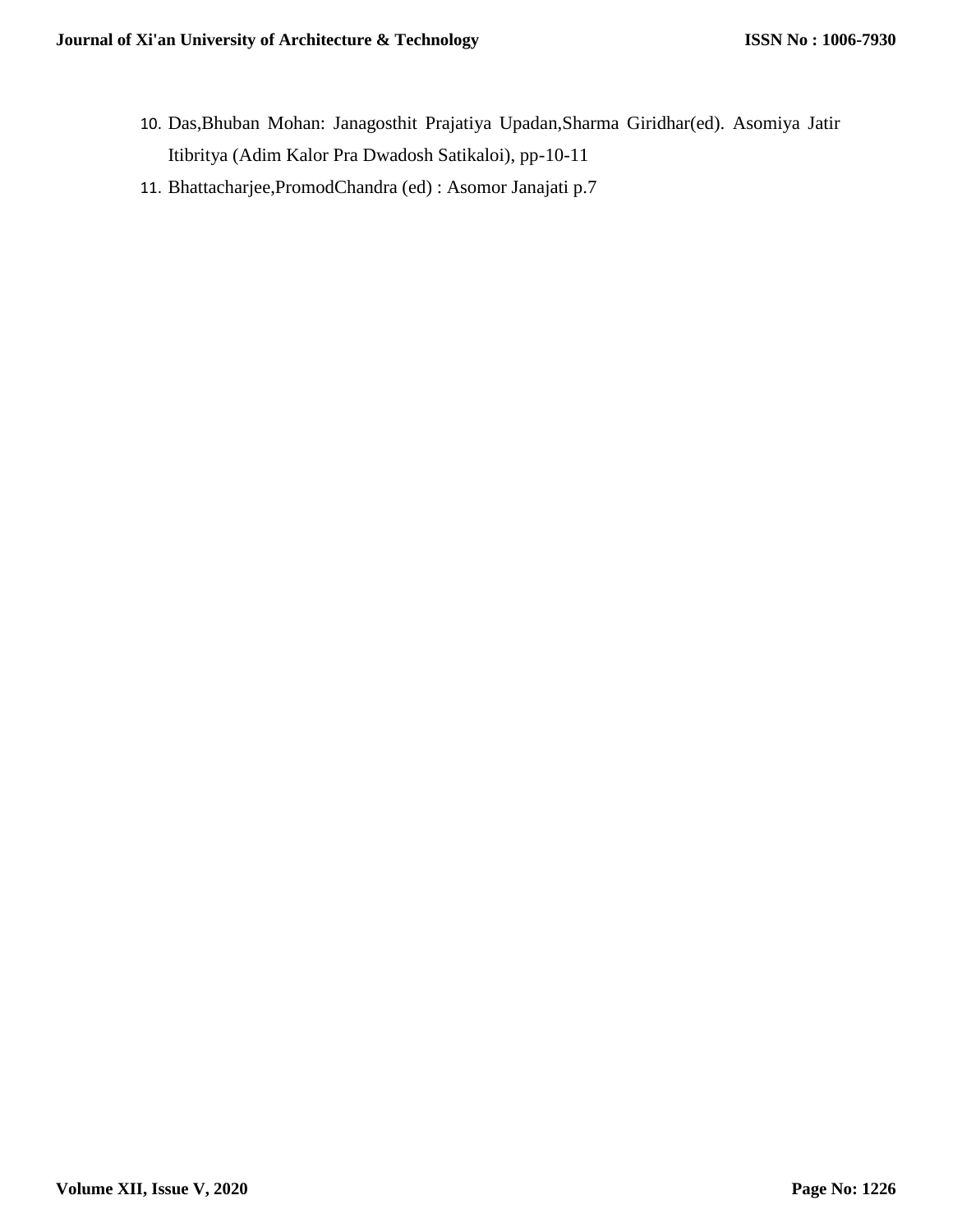10. Das,Bhuban Mohan: Janagosthit Prajatiya Upadan,Sharma Giridhar(ed). Asomiya Jatir Itibritya (Adim Kalor Pra Dwadosh Satikaloi), pp-10-11
11. Bhattacharjee,PromodChandra (ed) : Asomor Janajati p.7